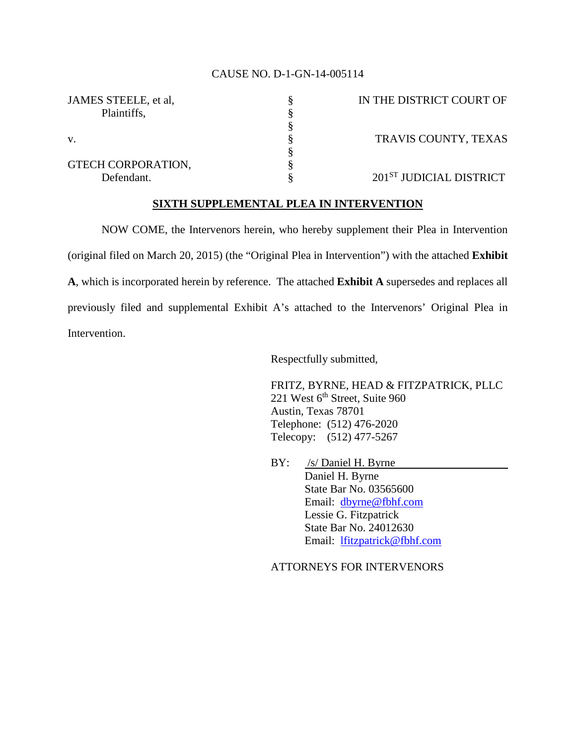CAUSE NO. D-1-GN-14-005114

| | | |
|---|---|---|
| JAMES STEELE, et al, | § | IN THE DISTRICT COURT OF |
| Plaintiffs, | § | |
| | § | |
| v. | § | TRAVIS COUNTY, TEXAS |
| | § | |
| GTECH CORPORATION, | § | |
| Defendant. | § | 201ST JUDICIAL DISTRICT |

**SIXTH SUPPLEMENTAL PLEA IN INTERVENTION**

NOW COME, the Intervenors herein, who hereby supplement their Plea in Intervention (original filed on March 20, 2015) (the "Original Plea in Intervention") with the attached **Exhibit A**, which is incorporated herein by reference. The attached **Exhibit A** supersedes and replaces all previously filed and supplemental Exhibit A's attached to the Intervenors' Original Plea in Intervention.

Respectfully submitted,

FRITZ, BYRNE, HEAD & FITZPATRICK, PLLC
221 West 6th Street, Suite 960
Austin, Texas 78701
Telephone: (512) 476-2020
Telecopy: (512) 477-5267

BY: /s/ Daniel H. Byrne
Daniel H. Byrne
State Bar No. 03565600
Email: dbyrne@fbhf.com
Lessie G. Fitzpatrick
State Bar No. 24012630
Email: lfitzpatrick@fbhf.com

ATTORNEYS FOR INTERVENORS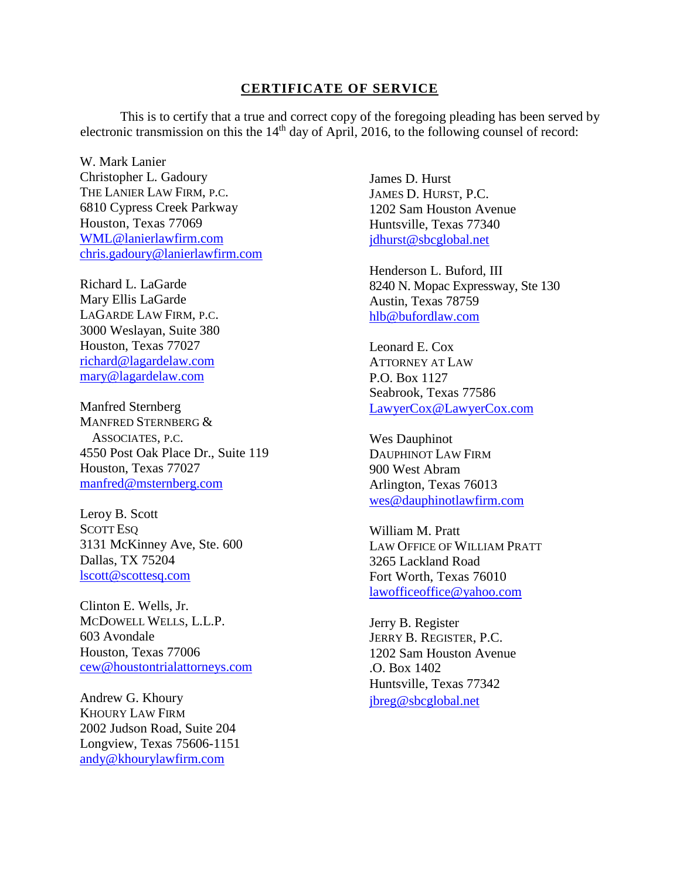## CERTIFICATE OF SERVICE

This is to certify that a true and correct copy of the foregoing pleading has been served by electronic transmission on this the 14th day of April, 2016, to the following counsel of record:

W. Mark Lanier
Christopher L. Gadoury
THE LANIER LAW FIRM, P.C.
6810 Cypress Creek Parkway
Houston, Texas 77069
WML@lanierlawfirm.com
chris.gadoury@lanierlawfirm.com

Richard L. LaGarde
Mary Ellis LaGarde
LAGARDE LAW FIRM, P.C.
3000 Weslayan, Suite 380
Houston, Texas 77027
richard@lagardelaw.com
mary@lagardelaw.com

Manfred Sternberg
MANFRED STERNBERG & ASSOCIATES, P.C.
4550 Post Oak Place Dr., Suite 119
Houston, Texas 77027
manfred@msternberg.com

Leroy B. Scott
SCOTT ESQ
3131 McKinney Ave, Ste. 600
Dallas, TX 75204
lscott@scottesq.com

Clinton E. Wells, Jr.
MCDOWELL WELLS, L.L.P.
603 Avondale
Houston, Texas 77006
cew@houstontrialattorneys.com

Andrew G. Khoury
KHOURY LAW FIRM
2002 Judson Road, Suite 204
Longview, Texas 75606-1151
andy@khourylawfirm.com

James D. Hurst
JAMES D. HURST, P.C.
1202 Sam Houston Avenue
Huntsville, Texas 77340
jdhurst@sbcglobal.net

Henderson L. Buford, III
8240 N. Mopac Expressway, Ste 130
Austin, Texas 78759
hlb@bufordlaw.com

Leonard E. Cox
ATTORNEY AT LAW
P.O. Box 1127
Seabrook, Texas 77586
LawyerCox@LawyerCox.com

Wes Dauphinot
DAUPHINOT LAW FIRM
900 West Abram
Arlington, Texas 76013
wes@dauphinotlawfirm.com

William M. Pratt
LAW OFFICE OF WILLIAM PRATT
3265 Lackland Road
Fort Worth, Texas 76010
lawofficeoffice@yahoo.com

Jerry B. Register
JERRY B. REGISTER, P.C.
1202 Sam Houston Avenue
.O. Box 1402
Huntsville, Texas 77342
jbreg@sbcglobal.net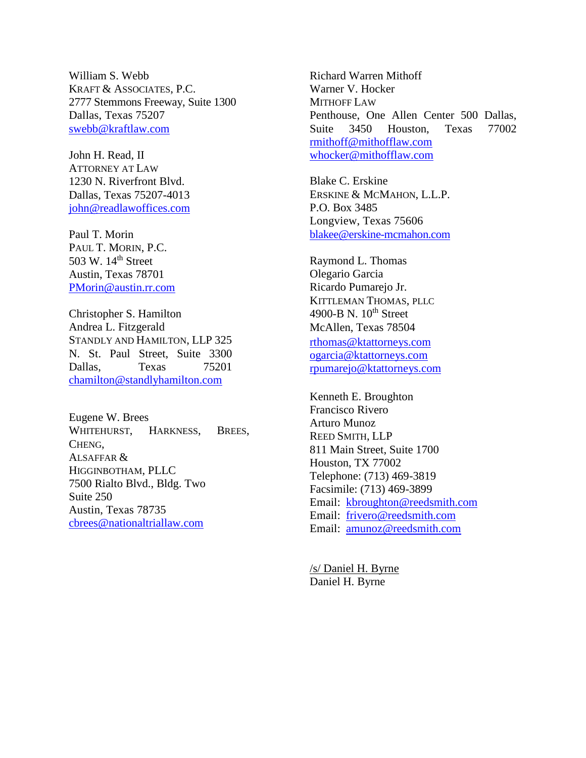William S. Webb
KRAFT & ASSOCIATES, P.C.
2777 Stemmons Freeway, Suite 1300
Dallas, Texas 75207
swebb@kraftlaw.com

John H. Read, II
ATTORNEY AT LAW
1230 N. Riverfront Blvd.
Dallas, Texas 75207-4013
john@readlawoffices.com

Paul T. Morin
PAUL T. MORIN, P.C.
503 W. 14th Street
Austin, Texas 78701
PMorin@austin.rr.com

Christopher S. Hamilton
Andrea L. Fitzgerald
STANDLY AND HAMILTON, LLP 325
N. St. Paul Street, Suite 3300
Dallas, Texas 75201
chamilton@standlyhamilton.com

Eugene W. Brees
WHITEHURST, HARKNESS, BREES, CHENG,
ALSAFFAR &
HIGGINBOTHAM, PLLC
7500 Rialto Blvd., Bldg. Two
Suite 250
Austin, Texas 78735
cbrees@nationaltriallaw.com

Richard Warren Mithoff
Warner V. Hocker
MITHOFF LAW
Penthouse, One Allen Center 500 Dallas, Suite 3450 Houston, Texas 77002
rmithoff@mithofflaw.com
whocker@mithofflaw.com

Blake C. Erskine
ERSKINE & MCMAHON, L.L.P.
P.O. Box 3485
Longview, Texas 75606
blakee@erskine-mcmahon.com

Raymond L. Thomas
Olegario Garcia
Ricardo Pumarejo Jr.
KITTLEMAN THOMAS, PLLC
4900-B N. 10th Street
McAllen, Texas 78504
rthomas@ktattorneys.com
ogarcia@ktattorneys.com
rpumarejo@ktattorneys.com

Kenneth E. Broughton
Francisco Rivero
Arturo Munoz
REED SMITH, LLP
811 Main Street, Suite 1700
Houston, TX 77002
Telephone: (713) 469-3819
Facsimile: (713) 469-3899
Email: kbroughton@reedsmith.com
Email: frivero@reedsmith.com
Email: amunoz@reedsmith.com

/s/ Daniel H. Byrne
Daniel H. Byrne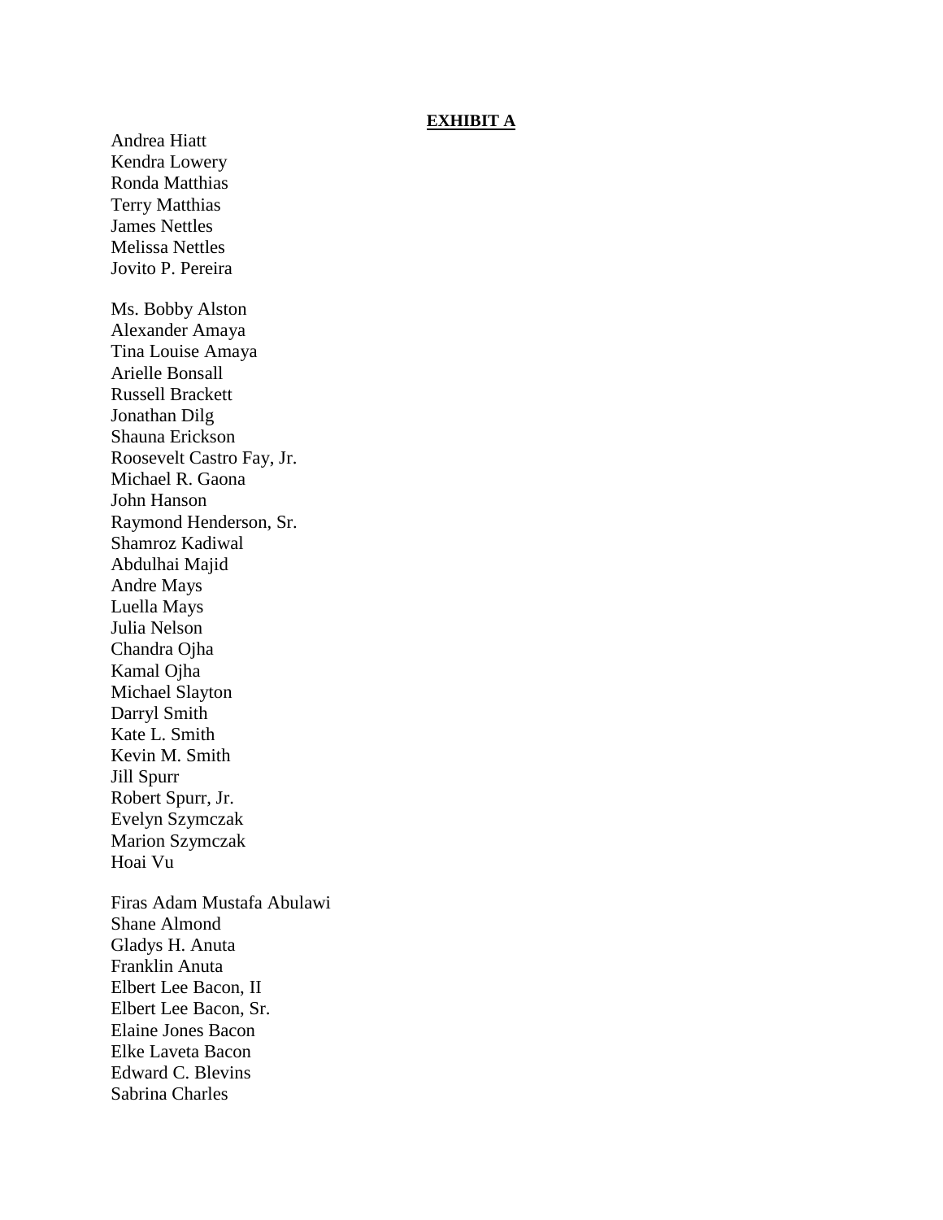**EXHIBIT A**

Andrea Hiatt
Kendra Lowery
Ronda Matthias
Terry Matthias
James Nettles
Melissa Nettles
Jovito P. Pereira

Ms. Bobby Alston
Alexander Amaya
Tina Louise Amaya
Arielle Bonsall
Russell Brackett
Jonathan Dilg
Shauna Erickson
Roosevelt Castro Fay, Jr.
Michael R. Gaona
John Hanson
Raymond Henderson, Sr.
Shamroz Kadiwal
Abdulhai Majid
Andre Mays
Luella Mays
Julia Nelson
Chandra Ojha
Kamal Ojha
Michael Slayton
Darryl Smith
Kate L. Smith
Kevin M. Smith
Jill Spurr
Robert Spurr, Jr.
Evelyn Szymczak
Marion Szymczak
Hoai Vu

Firas Adam Mustafa Abulawi
Shane Almond
Gladys H. Anuta
Franklin Anuta
Elbert Lee Bacon, II
Elbert Lee Bacon, Sr.
Elaine Jones Bacon
Elke Laveta Bacon
Edward C. Blevins
Sabrina Charles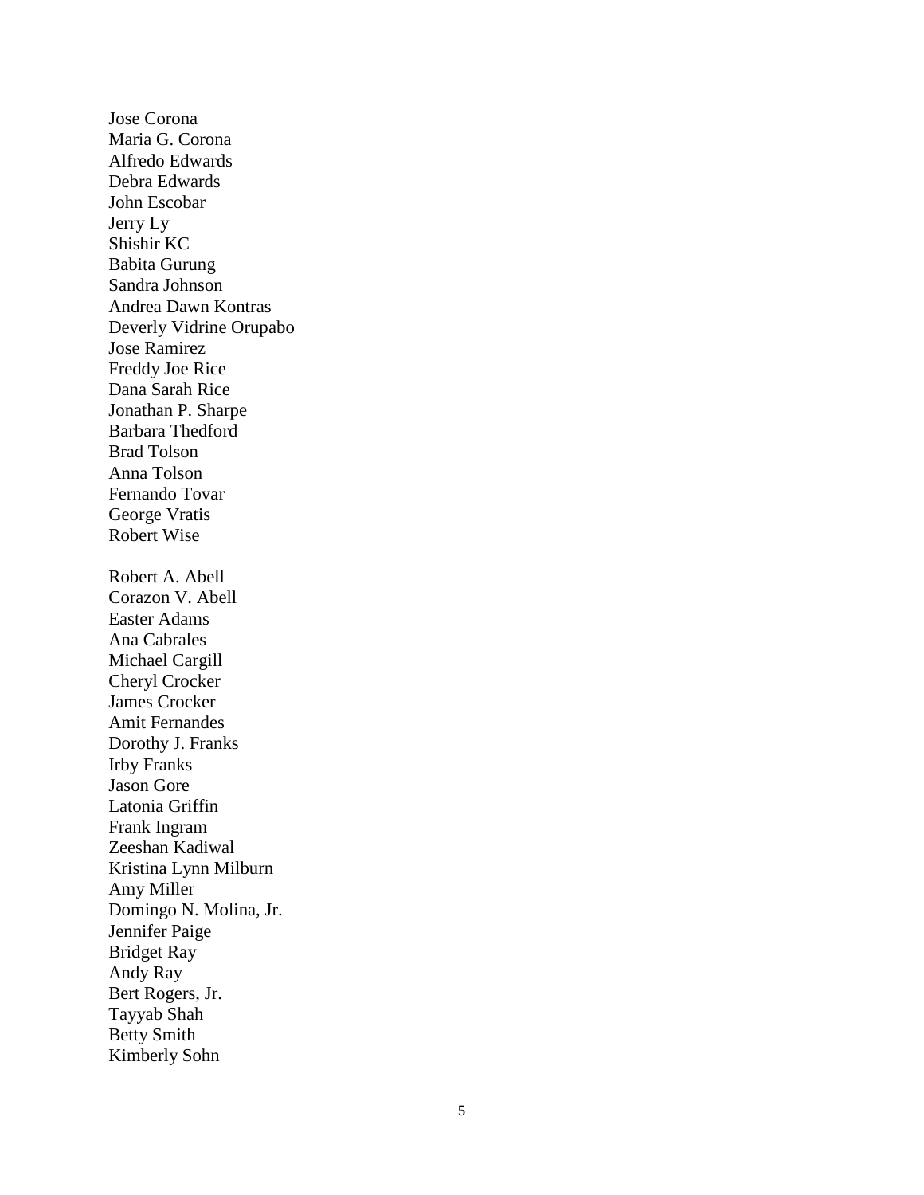Jose Corona
Maria G. Corona
Alfredo Edwards
Debra Edwards
John Escobar
Jerry Ly
Shishir KC
Babita Gurung
Sandra Johnson
Andrea Dawn Kontras
Deverly Vidrine Orupabo
Jose Ramirez
Freddy Joe Rice
Dana Sarah Rice
Jonathan P. Sharpe
Barbara Thedford
Brad Tolson
Anna Tolson
Fernando Tovar
George Vratis
Robert Wise

Robert A. Abell
Corazon V. Abell
Easter Adams
Ana Cabrales
Michael Cargill
Cheryl Crocker
James Crocker
Amit Fernandes
Dorothy J. Franks
Irby Franks
Jason Gore
Latonia Griffin
Frank Ingram
Zeeshan Kadiwal
Kristina Lynn Milburn
Amy Miller
Domingo N. Molina, Jr.
Jennifer Paige
Bridget Ray
Andy Ray
Bert Rogers, Jr.
Tayyab Shah
Betty Smith
Kimberly Sohn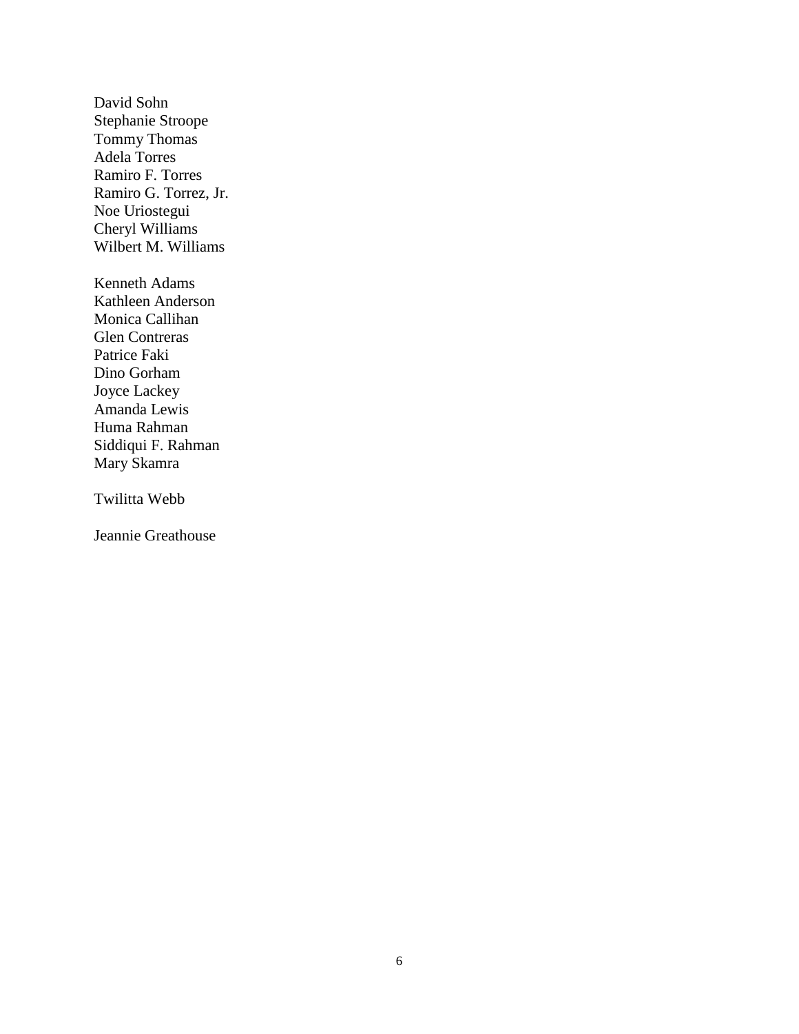David Sohn
Stephanie Stroope
Tommy Thomas
Adela Torres
Ramiro F. Torres
Ramiro G. Torrez, Jr.
Noe Uriostegui
Cheryl Williams
Wilbert M. Williams

Kenneth Adams
Kathleen Anderson
Monica Callihan
Glen Contreras
Patrice Faki
Dino Gorham
Joyce Lackey
Amanda Lewis
Huma Rahman
Siddiqui F. Rahman
Mary Skamra

Twilitta Webb

Jeannie Greathouse